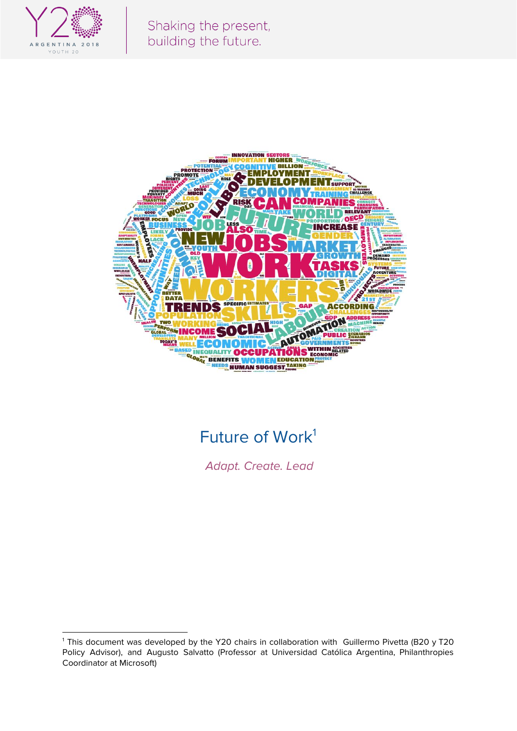# Future of Work[1]

*Adapt. Create. Lead*

[1] This document was developed by the Y20 chairs in collaboration with Guillermo Pivetta (B20 y T20 Policy Advisor), and Augusto Salvatto (Professor at Universidad Católica Argentina, Philanthropies Coordinator at Microsoft)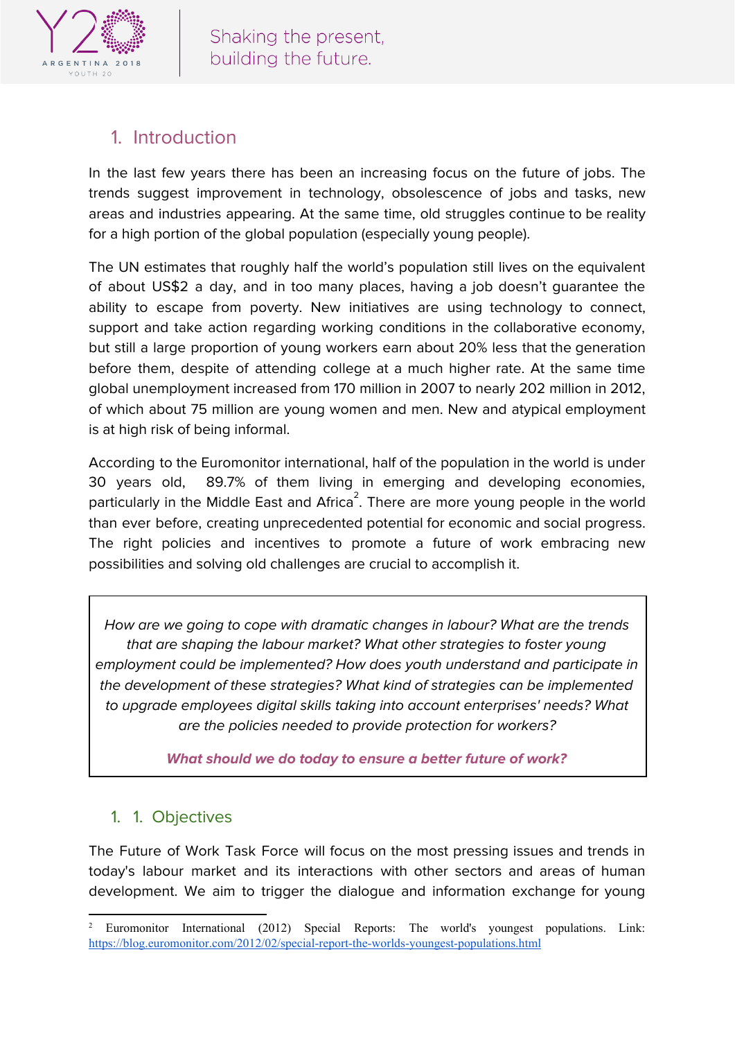## 1. Introduction

In the last few years there has been an increasing focus on the future of jobs. The trends suggest improvement in technology, obsolescence of jobs and tasks, new areas and industries appearing. At the same time, old struggles continue to be reality for a high portion of the global population (especially young people).

The UN estimates that roughly half the world's population still lives on the equivalent of about US$2 a day, and in too many places, having a job doesn't guarantee the ability to escape from poverty. New initiatives are using technology to connect, support and take action regarding working conditions in the collaborative economy, but still a large proportion of young workers earn about 20% less that the generation before them, despite of attending college at a much higher rate. At the same time global unemployment increased from 170 million in 2007 to nearly 202 million in 2012, of which about 75 million are young women and men. New and atypical employment is at high risk of being informal.

According to the Euromonitor international, half of the population in the world is under 30 years old, 89.7% of them living in emerging and developing economies, particularly in the Middle East and Africa[2]. There are more young people in the world than ever before, creating unprecedented potential for economic and social progress. The right policies and incentives to promote a future of work embracing new possibilities and solving old challenges are crucial to accomplish it.

> *How are we going to cope with dramatic changes in labour? What are the trends that are shaping the labour market? What other strategies to foster young employment could be implemented? How does youth understand and participate in the development of these strategies? What kind of strategies can be implemented to upgrade employees digital skills taking into account enterprises' needs? What are the policies needed to provide protection for workers?*
>
> ***What should we do today to ensure a better future of work?***

### 1. 1. Objectives

The Future of Work Task Force will focus on the most pressing issues and trends in today's labour market and its interactions with other sectors and areas of human development. We aim to trigger the dialogue and information exchange for young

---

[2] Euromonitor International (2012) Special Reports: The world's youngest populations. Link: https://blog.euromonitor.com/2012/02/special-report-the-worlds-youngest-populations.html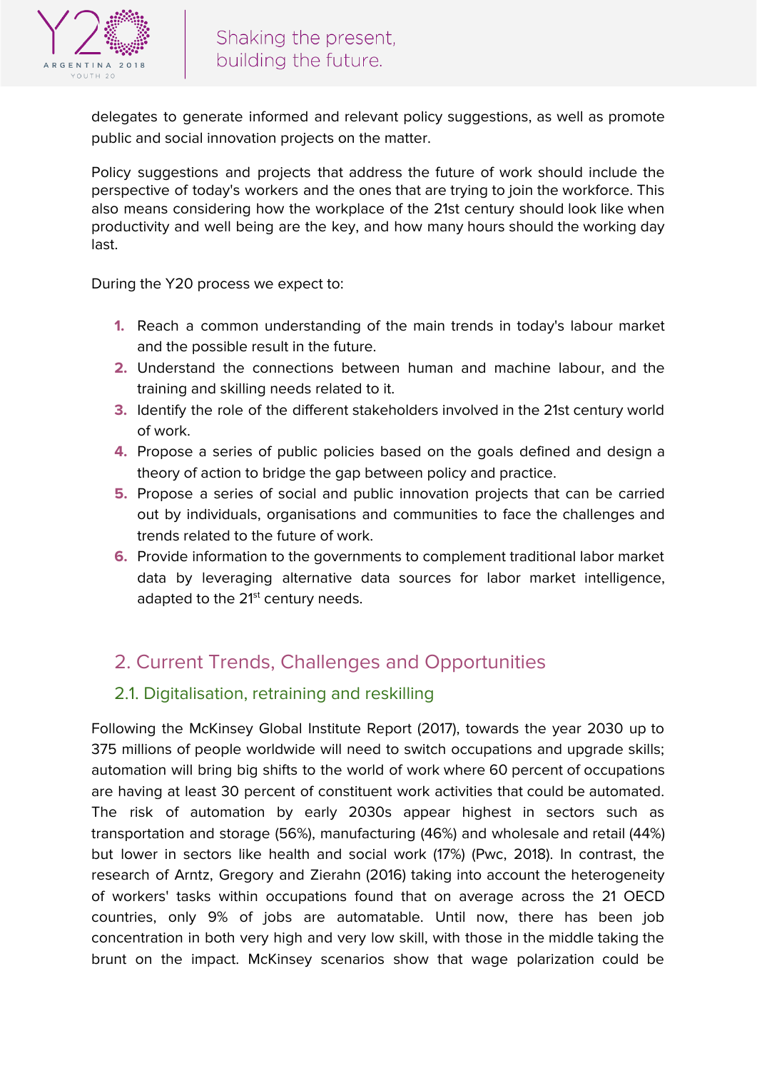delegates to generate informed and relevant policy suggestions, as well as promote public and social innovation projects on the matter.

Policy suggestions and projects that address the future of work should include the perspective of today's workers and the ones that are trying to join the workforce. This also means considering how the workplace of the 21st century should look like when productivity and well being are the key, and how many hours should the working day last.

During the Y20 process we expect to:

1. Reach a common understanding of the main trends in today's labour market and the possible result in the future.
2. Understand the connections between human and machine labour, and the training and skilling needs related to it.
3. Identify the role of the different stakeholders involved in the 21st century world of work.
4. Propose a series of public policies based on the goals defined and design a theory of action to bridge the gap between policy and practice.
5. Propose a series of social and public innovation projects that can be carried out by individuals, organisations and communities to face the challenges and trends related to the future of work.
6. Provide information to the governments to complement traditional labor market data by leveraging alternative data sources for labor market intelligence, adapted to the 21st century needs.

## 2. Current Trends, Challenges and Opportunities

### 2.1. Digitalisation, retraining and reskilling

Following the McKinsey Global Institute Report (2017), towards the year 2030 up to 375 millions of people worldwide will need to switch occupations and upgrade skills; automation will bring big shifts to the world of work where 60 percent of occupations are having at least 30 percent of constituent work activities that could be automated. The risk of automation by early 2030s appear highest in sectors such as transportation and storage (56%), manufacturing (46%) and wholesale and retail (44%) but lower in sectors like health and social work (17%) (Pwc, 2018). In contrast, the research of Arntz, Gregory and Zierahn (2016) taking into account the heterogeneity of workers' tasks within occupations found that on average across the 21 OECD countries, only 9% of jobs are automatable. Until now, there has been job concentration in both very high and very low skill, with those in the middle taking the brunt on the impact. McKinsey scenarios show that wage polarization could be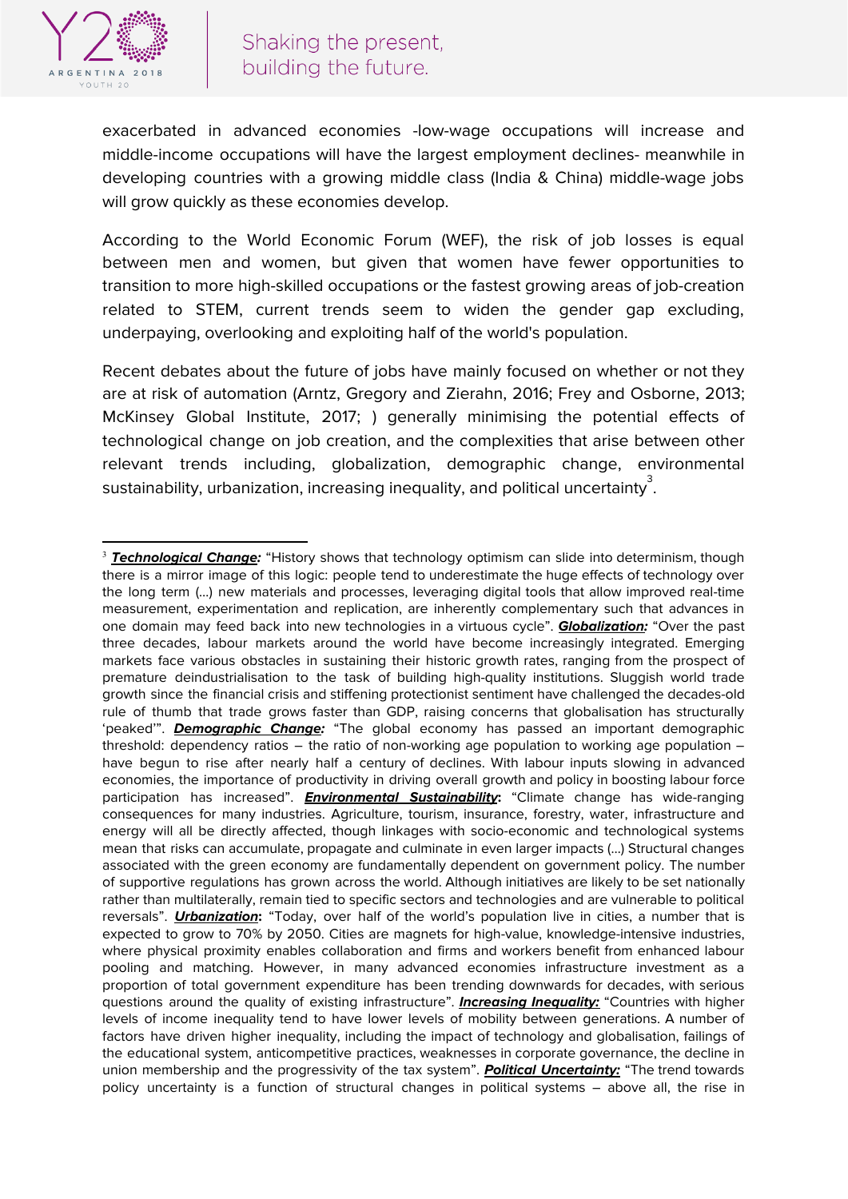exacerbated in advanced economies -low-wage occupations will increase and middle-income occupations will have the largest employment declines- meanwhile in developing countries with a growing middle class (India & China) middle-wage jobs will grow quickly as these economies develop.

According to the World Economic Forum (WEF), the risk of job losses is equal between men and women, but given that women have fewer opportunities to transition to more high-skilled occupations or the fastest growing areas of job-creation related to STEM, current trends seem to widen the gender gap excluding, underpaying, overlooking and exploiting half of the world's population.

Recent debates about the future of jobs have mainly focused on whether or not they are at risk of automation (Arntz, Gregory and Zierahn, 2016; Frey and Osborne, 2013; McKinsey Global Institute, 2017; ) generally minimising the potential effects of technological change on job creation, and the complexities that arise between other relevant trends including, globalization, demographic change, environmental sustainability, urbanization, increasing inequality, and political uncertainty[3].

---

[3] ***Technological Change:*** "History shows that technology optimism can slide into determinism, though there is a mirror image of this logic: people tend to underestimate the huge effects of technology over the long term (...) new materials and processes, leveraging digital tools that allow improved real-time measurement, experimentation and replication, are inherently complementary such that advances in one domain may feed back into new technologies in a virtuous cycle". ***Globalization:*** "Over the past three decades, labour markets around the world have become increasingly integrated. Emerging markets face various obstacles in sustaining their historic growth rates, ranging from the prospect of premature deindustrialisation to the task of building high-quality institutions. Sluggish world trade growth since the financial crisis and stiffening protectionist sentiment have challenged the decades-old rule of thumb that trade grows faster than GDP, raising concerns that globalisation has structurally 'peaked'". ***Demographic Change:*** "The global economy has passed an important demographic threshold: dependency ratios – the ratio of non-working age population to working age population – have begun to rise after nearly half a century of declines. With labour inputs slowing in advanced economies, the importance of productivity in driving overall growth and policy in boosting labour force participation has increased". ***Environmental Sustainability:*** "Climate change has wide-ranging consequences for many industries. Agriculture, tourism, insurance, forestry, water, infrastructure and energy will all be directly affected, though linkages with socio-economic and technological systems mean that risks can accumulate, propagate and culminate in even larger impacts (...) Structural changes associated with the green economy are fundamentally dependent on government policy. The number of supportive regulations has grown across the world. Although initiatives are likely to be set nationally rather than multilaterally, remain tied to specific sectors and technologies and are vulnerable to political reversals". ***Urbanization:*** "Today, over half of the world's population live in cities, a number that is expected to grow to 70% by 2050. Cities are magnets for high-value, knowledge-intensive industries, where physical proximity enables collaboration and firms and workers benefit from enhanced labour pooling and matching. However, in many advanced economies infrastructure investment as a proportion of total government expenditure has been trending downwards for decades, with serious questions around the quality of existing infrastructure". ***Increasing Inequality:*** "Countries with higher levels of income inequality tend to have lower levels of mobility between generations. A number of factors have driven higher inequality, including the impact of technology and globalisation, failings of the educational system, anticompetitive practices, weaknesses in corporate governance, the decline in union membership and the progressivity of the tax system". ***Political Uncertainty:*** "The trend towards policy uncertainty is a function of structural changes in political systems – above all, the rise in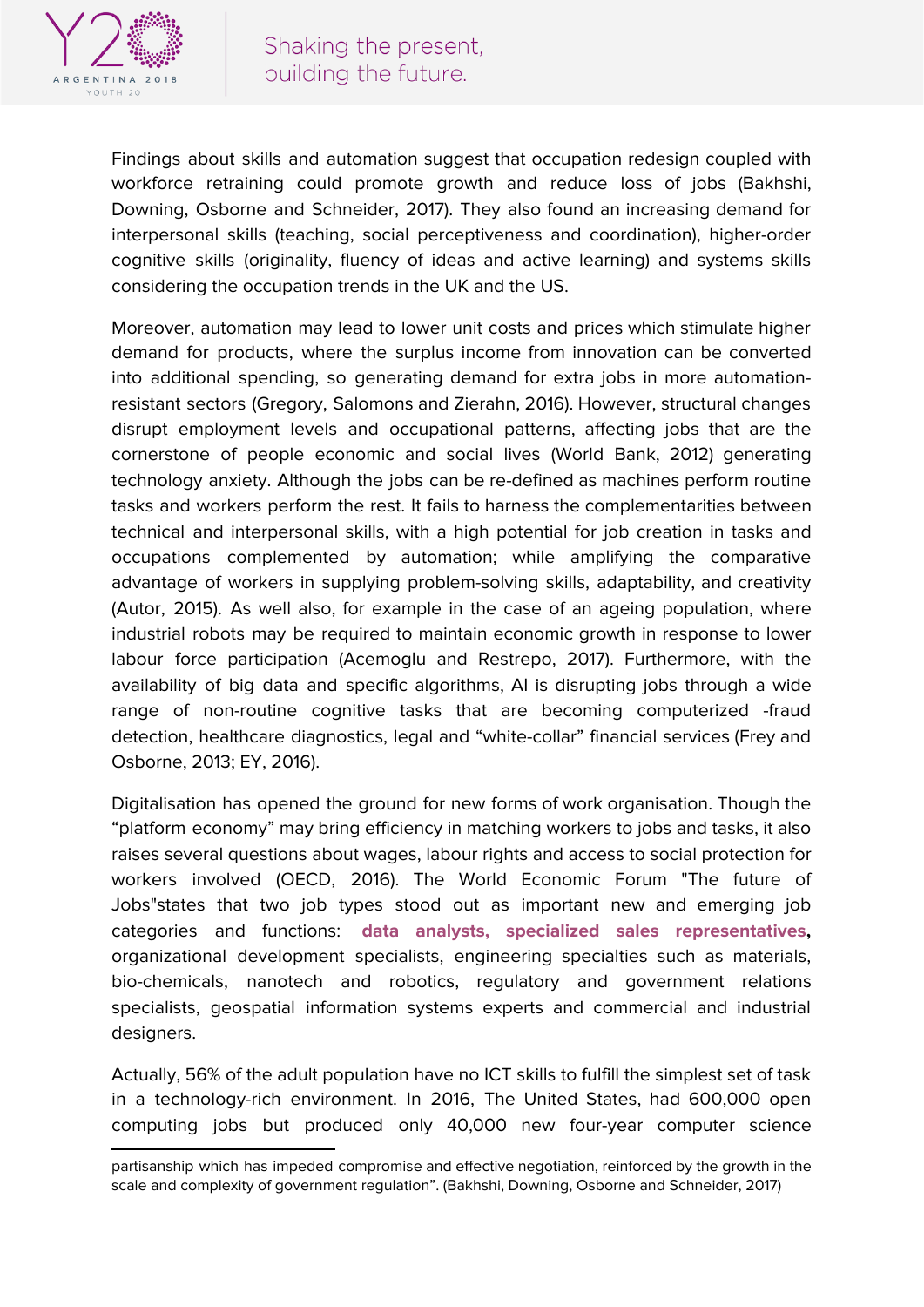Findings about skills and automation suggest that occupation redesign coupled with workforce retraining could promote growth and reduce loss of jobs (Bakhshi, Downing, Osborne and Schneider, 2017). They also found an increasing demand for interpersonal skills (teaching, social perceptiveness and coordination), higher-order cognitive skills (originality, fluency of ideas and active learning) and systems skills considering the occupation trends in the UK and the US.

Moreover, automation may lead to lower unit costs and prices which stimulate higher demand for products, where the surplus income from innovation can be converted into additional spending, so generating demand for extra jobs in more automation-resistant sectors (Gregory, Salomons and Zierahn, 2016). However, structural changes disrupt employment levels and occupational patterns, affecting jobs that are the cornerstone of people economic and social lives (World Bank, 2012) generating technology anxiety. Although the jobs can be re-defined as machines perform routine tasks and workers perform the rest. It fails to harness the complementarities between technical and interpersonal skills, with a high potential for job creation in tasks and occupations complemented by automation; while amplifying the comparative advantage of workers in supplying problem-solving skills, adaptability, and creativity (Autor, 2015). As well also, for example in the case of an ageing population, where industrial robots may be required to maintain economic growth in response to lower labour force participation (Acemoglu and Restrepo, 2017). Furthermore, with the availability of big data and specific algorithms, AI is disrupting jobs through a wide range of non-routine cognitive tasks that are becoming computerized -fraud detection, healthcare diagnostics, legal and "white-collar" financial services (Frey and Osborne, 2013; EY, 2016).

Digitalisation has opened the ground for new forms of work organisation. Though the "platform economy" may bring efficiency in matching workers to jobs and tasks, it also raises several questions about wages, labour rights and access to social protection for workers involved (OECD, 2016). The World Economic Forum "The future of Jobs"states that two job types stood out as important new and emerging job categories and functions: **data analysts, specialized sales representatives,** organizational development specialists, engineering specialties such as materials, bio-chemicals, nanotech and robotics, regulatory and government relations specialists, geospatial information systems experts and commercial and industrial designers.

Actually, 56% of the adult population have no ICT skills to fulfill the simplest set of task in a technology-rich environment. In 2016, The United States, had 600,000 open computing jobs but produced only 40,000 new four-year computer science

---

partisanship which has impeded compromise and effective negotiation, reinforced by the growth in the scale and complexity of government regulation". (Bakhshi, Downing, Osborne and Schneider, 2017)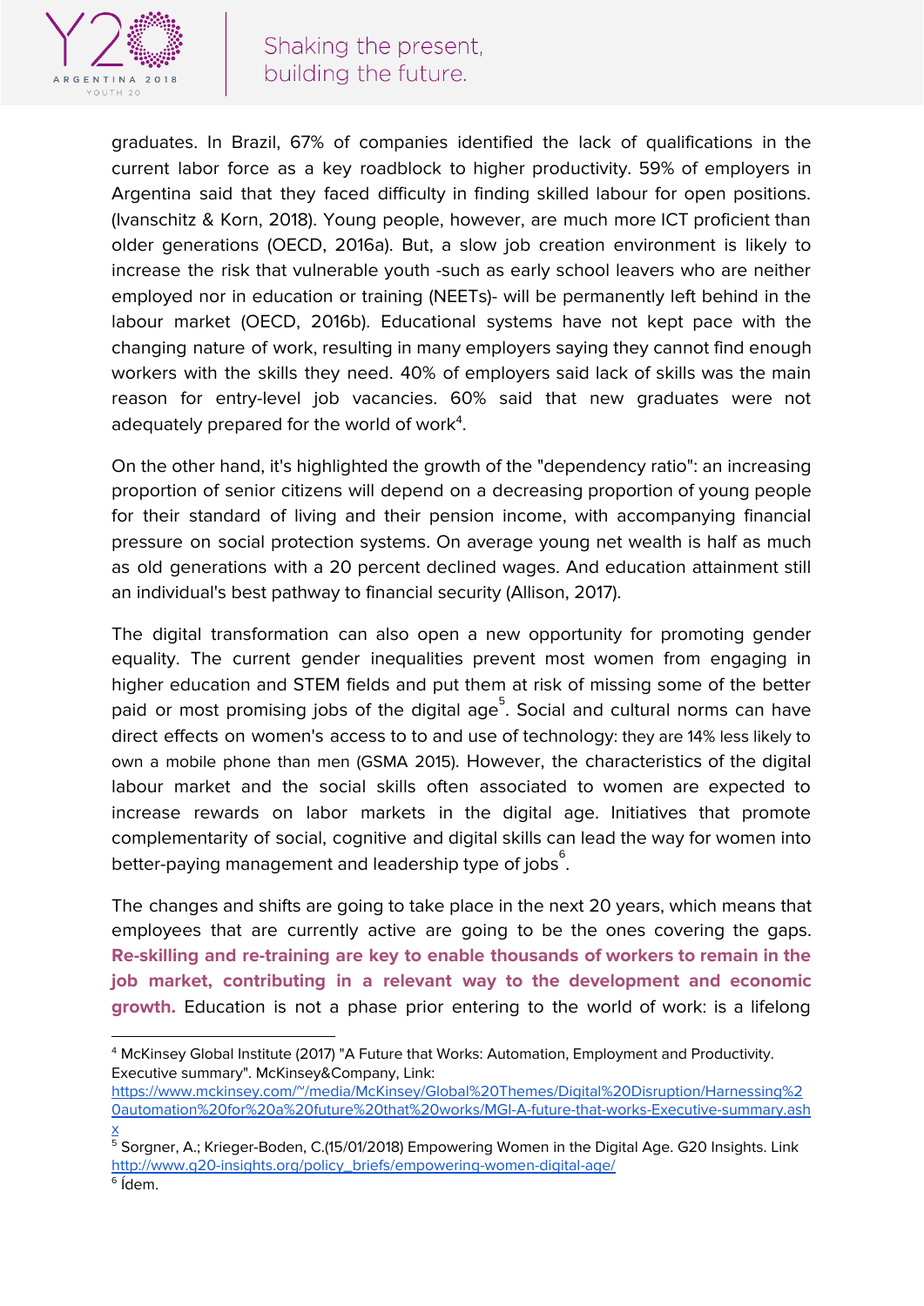graduates. In Brazil, 67% of companies identified the lack of qualifications in the current labor force as a key roadblock to higher productivity. 59% of employers in Argentina said that they faced difficulty in finding skilled labour for open positions. (Ivanschitz & Korn, 2018). Young people, however, are much more ICT proficient than older generations (OECD, 2016a). But, a slow job creation environment is likely to increase the risk that vulnerable youth -such as early school leavers who are neither employed nor in education or training (NEETs)- will be permanently left behind in the labour market (OECD, 2016b). Educational systems have not kept pace with the changing nature of work, resulting in many employers saying they cannot find enough workers with the skills they need. 40% of employers said lack of skills was the main reason for entry-level job vacancies. 60% said that new graduates were not adequately prepared for the world of work[4].

On the other hand, it's highlighted the growth of the "dependency ratio": an increasing proportion of senior citizens will depend on a decreasing proportion of young people for their standard of living and their pension income, with accompanying financial pressure on social protection systems. On average young net wealth is half as much as old generations with a 20 percent declined wages. And education attainment still an individual's best pathway to financial security (Allison, 2017).

The digital transformation can also open a new opportunity for promoting gender equality. The current gender inequalities prevent most women from engaging in higher education and STEM fields and put them at risk of missing some of the better paid or most promising jobs of the digital age[5]. Social and cultural norms can have direct effects on women's access to to and use of technology: they are 14% less likely to own a mobile phone than men (GSMA 2015). However, the characteristics of the digital labour market and the social skills often associated to women are expected to increase rewards on labor markets in the digital age. Initiatives that promote complementarity of social, cognitive and digital skills can lead the way for women into better-paying management and leadership type of jobs[6].

The changes and shifts are going to take place in the next 20 years, which means that employees that are currently active are going to be the ones covering the gaps. **Re-skilling and re-training are key to enable thousands of workers to remain in the job market, contributing in a relevant way to the development and economic growth.** Education is not a phase prior entering to the world of work: is a lifelong

---

[4] McKinsey Global Institute (2017) "A Future that Works: Automation, Employment and Productivity. Executive summary". McKinsey&Company, Link: https://www.mckinsey.com/~/media/McKinsey/Global%20Themes/Digital%20Disruption/Harnessing%20automation%20for%20a%20future%20that%20works/MGI-A-future-that-works-Executive-summary.ashx

[5] Sorgner, A.; Krieger-Boden, C.(15/01/2018) Empowering Women in the Digital Age. G20 Insights. Link http://www.g20-insights.org/policy_briefs/empowering-women-digital-age/

[6] Ídem.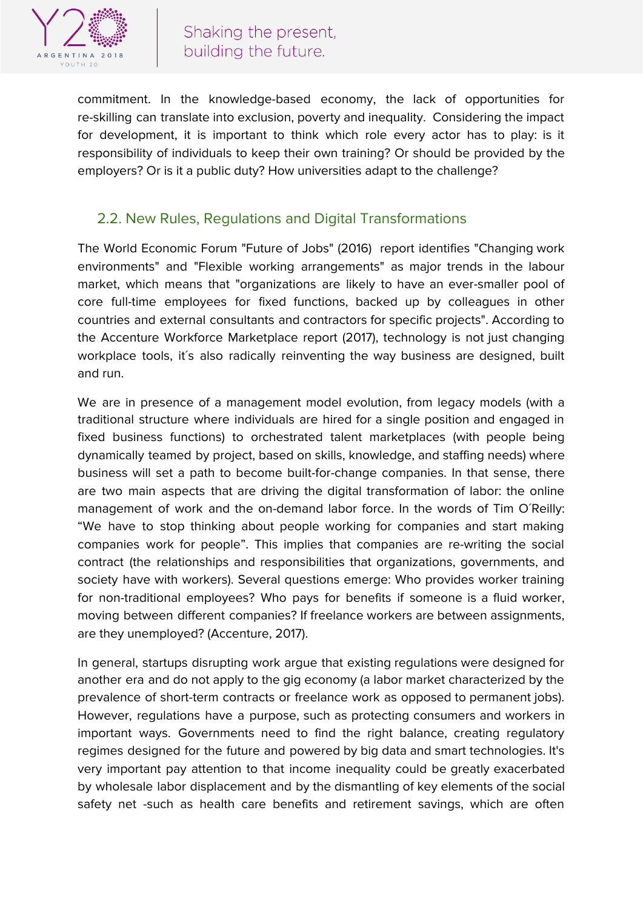commitment. In the knowledge-based economy, the lack of opportunities for re-skilling can translate into exclusion, poverty and inequality. Considering the impact for development, it is important to think which role every actor has to play: is it responsibility of individuals to keep their own training? Or should be provided by the employers? Or is it a public duty? How universities adapt to the challenge?

## 2.2. New Rules, Regulations and Digital Transformations

The World Economic Forum "Future of Jobs" (2016) report identifies "Changing work environments" and "Flexible working arrangements" as major trends in the labour market, which means that "organizations are likely to have an ever-smaller pool of core full-time employees for fixed functions, backed up by colleagues in other countries and external consultants and contractors for specific projects". According to the Accenture Workforce Marketplace report (2017), technology is not just changing workplace tools, it´s also radically reinventing the way business are designed, built and run.

We are in presence of a management model evolution, from legacy models (with a traditional structure where individuals are hired for a single position and engaged in fixed business functions) to orchestrated talent marketplaces (with people being dynamically teamed by project, based on skills, knowledge, and staffing needs) where business will set a path to become built-for-change companies. In that sense, there are two main aspects that are driving the digital transformation of labor: the online management of work and the on-demand labor force. In the words of Tim O´Reilly: “We have to stop thinking about people working for companies and start making companies work for people”. This implies that companies are re-writing the social contract (the relationships and responsibilities that organizations, governments, and society have with workers). Several questions emerge: Who provides worker training for non-traditional employees? Who pays for benefits if someone is a fluid worker, moving between different companies? If freelance workers are between assignments, are they unemployed? (Accenture, 2017).

In general, startups disrupting work argue that existing regulations were designed for another era and do not apply to the gig economy (a labor market characterized by the prevalence of short-term contracts or freelance work as opposed to permanent jobs). However, regulations have a purpose, such as protecting consumers and workers in important ways. Governments need to find the right balance, creating regulatory regimes designed for the future and powered by big data and smart technologies. It's very important pay attention to that income inequality could be greatly exacerbated by wholesale labor displacement and by the dismantling of key elements of the social safety net -such as health care benefits and retirement savings, which are often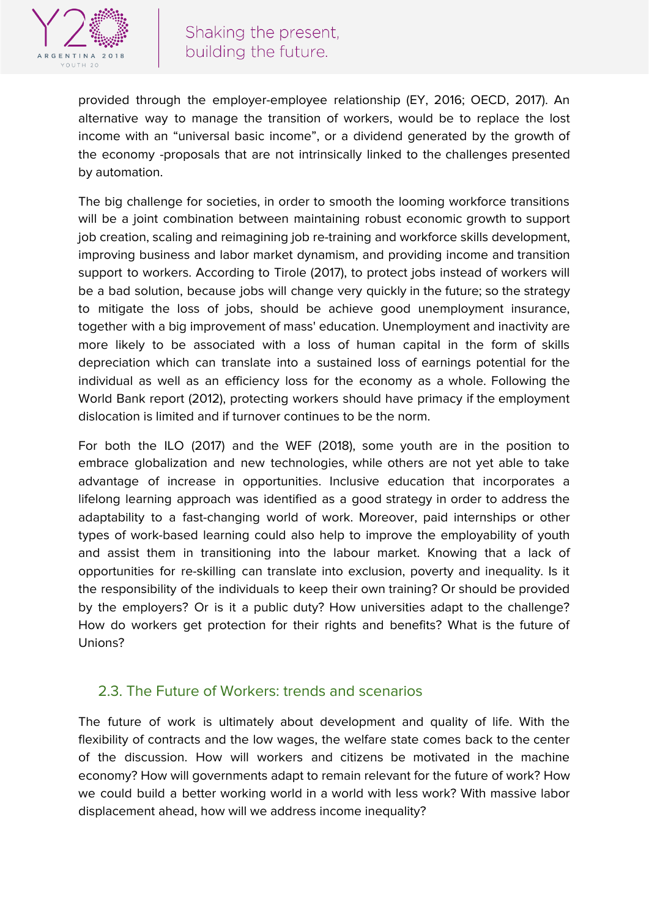provided through the employer-employee relationship (EY, 2016; OECD, 2017). An alternative way to manage the transition of workers, would be to replace the lost income with an "universal basic income", or a dividend generated by the growth of the economy -proposals that are not intrinsically linked to the challenges presented by automation.

The big challenge for societies, in order to smooth the looming workforce transitions will be a joint combination between maintaining robust economic growth to support job creation, scaling and reimagining job re-training and workforce skills development, improving business and labor market dynamism, and providing income and transition support to workers. According to Tirole (2017), to protect jobs instead of workers will be a bad solution, because jobs will change very quickly in the future; so the strategy to mitigate the loss of jobs, should be achieve good unemployment insurance, together with a big improvement of mass' education. Unemployment and inactivity are more likely to be associated with a loss of human capital in the form of skills depreciation which can translate into a sustained loss of earnings potential for the individual as well as an efficiency loss for the economy as a whole. Following the World Bank report (2012), protecting workers should have primacy if the employment dislocation is limited and if turnover continues to be the norm.

For both the ILO (2017) and the WEF (2018), some youth are in the position to embrace globalization and new technologies, while others are not yet able to take advantage of increase in opportunities. Inclusive education that incorporates a lifelong learning approach was identified as a good strategy in order to address the adaptability to a fast-changing world of work. Moreover, paid internships or other types of work-based learning could also help to improve the employability of youth and assist them in transitioning into the labour market. Knowing that a lack of opportunities for re-skilling can translate into exclusion, poverty and inequality. Is it the responsibility of the individuals to keep their own training? Or should be provided by the employers? Or is it a public duty? How universities adapt to the challenge? How do workers get protection for their rights and benefits? What is the future of Unions?

### 2.3. The Future of Workers: trends and scenarios

The future of work is ultimately about development and quality of life. With the flexibility of contracts and the low wages, the welfare state comes back to the center of the discussion. How will workers and citizens be motivated in the machine economy? How will governments adapt to remain relevant for the future of work? How we could build a better working world in a world with less work? With massive labor displacement ahead, how will we address income inequality?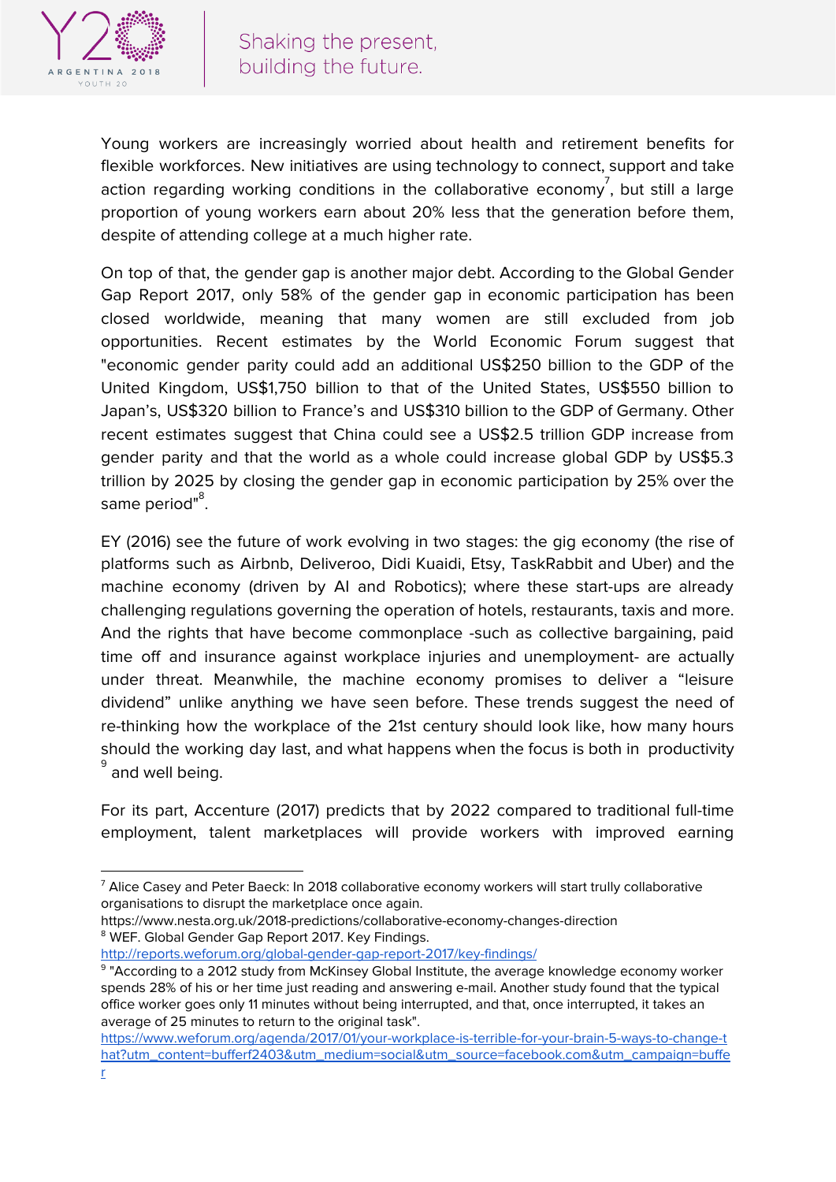Young workers are increasingly worried about health and retirement benefits for flexible workforces. New initiatives are using technology to connect, support and take action regarding working conditions in the collaborative economy[7], but still a large proportion of young workers earn about 20% less that the generation before them, despite of attending college at a much higher rate.

On top of that, the gender gap is another major debt. According to the Global Gender Gap Report 2017, only 58% of the gender gap in economic participation has been closed worldwide, meaning that many women are still excluded from job opportunities. Recent estimates by the World Economic Forum suggest that "economic gender parity could add an additional US$250 billion to the GDP of the United Kingdom, US$1,750 billion to that of the United States, US$550 billion to Japan's, US$320 billion to France's and US$310 billion to the GDP of Germany. Other recent estimates suggest that China could see a US$2.5 trillion GDP increase from gender parity and that the world as a whole could increase global GDP by US$5.3 trillion by 2025 by closing the gender gap in economic participation by 25% over the same period"[8].

EY (2016) see the future of work evolving in two stages: the gig economy (the rise of platforms such as Airbnb, Deliveroo, Didi Kuaidi, Etsy, TaskRabbit and Uber) and the machine economy (driven by AI and Robotics); where these start-ups are already challenging regulations governing the operation of hotels, restaurants, taxis and more. And the rights that have become commonplace -such as collective bargaining, paid time off and insurance against workplace injuries and unemployment- are actually under threat. Meanwhile, the machine economy promises to deliver a "leisure dividend" unlike anything we have seen before. These trends suggest the need of re-thinking how the workplace of the 21st century should look like, how many hours should the working day last, and what happens when the focus is both in productivity [9] and well being.

For its part, Accenture (2017) predicts that by 2022 compared to traditional full-time employment, talent marketplaces will provide workers with improved earning

---

[7] Alice Casey and Peter Baeck: In 2018 collaborative economy workers will start trully collaborative organisations to disrupt the marketplace once again. https://www.nesta.org.uk/2018-predictions/collaborative-economy-changes-direction

[8] WEF. Global Gender Gap Report 2017. Key Findings. http://reports.weforum.org/global-gender-gap-report-2017/key-findings/

[9] "According to a 2012 study from McKinsey Global Institute, the average knowledge economy worker spends 28% of his or her time just reading and answering e-mail. Another study found that the typical office worker goes only 11 minutes without being interrupted, and that, once interrupted, it takes an average of 25 minutes to return to the original task". https://www.weforum.org/agenda/2017/01/your-workplace-is-terrible-for-your-brain-5-ways-to-change-that?utm_content=bufferf2403&utm_medium=social&utm_source=facebook.com&utm_campaign=buffer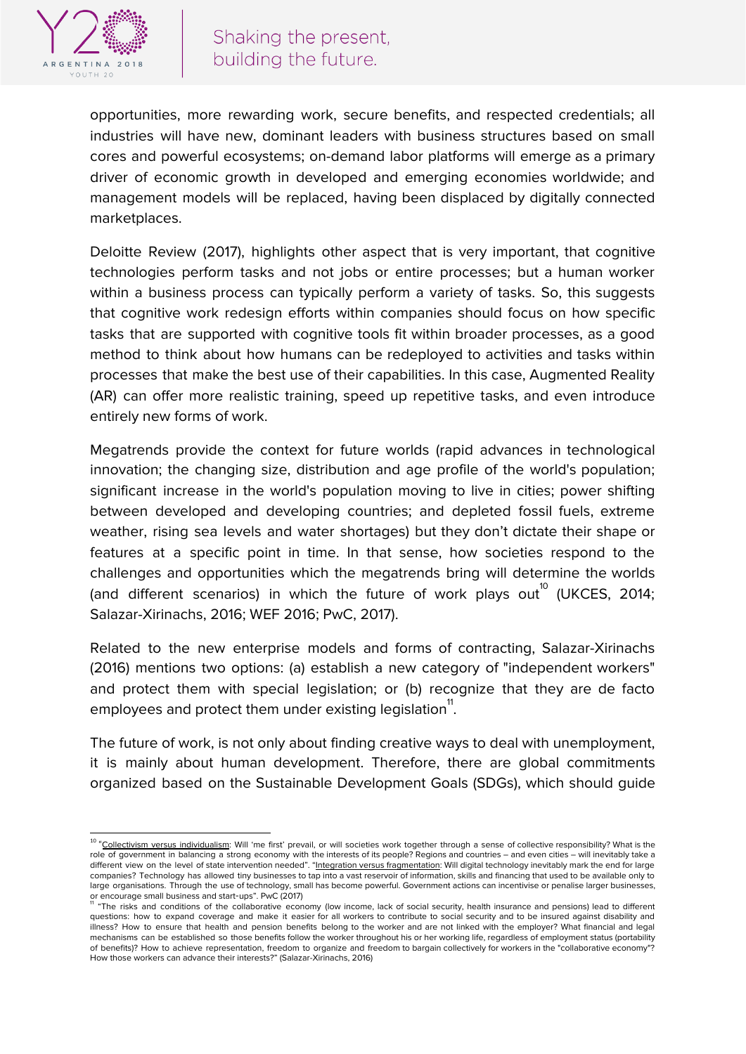opportunities, more rewarding work, secure benefits, and respected credentials; all industries will have new, dominant leaders with business structures based on small cores and powerful ecosystems; on-demand labor platforms will emerge as a primary driver of economic growth in developed and emerging economies worldwide; and management models will be replaced, having been displaced by digitally connected marketplaces.

Deloitte Review (2017), highlights other aspect that is very important, that cognitive technologies perform tasks and not jobs or entire processes; but a human worker within a business process can typically perform a variety of tasks. So, this suggests that cognitive work redesign efforts within companies should focus on how specific tasks that are supported with cognitive tools fit within broader processes, as a good method to think about how humans can be redeployed to activities and tasks within processes that make the best use of their capabilities. In this case, Augmented Reality (AR) can offer more realistic training, speed up repetitive tasks, and even introduce entirely new forms of work.

Megatrends provide the context for future worlds (rapid advances in technological innovation; the changing size, distribution and age profile of the world's population; significant increase in the world's population moving to live in cities; power shifting between developed and developing countries; and depleted fossil fuels, extreme weather, rising sea levels and water shortages) but they don't dictate their shape or features at a specific point in time. In that sense, how societies respond to the challenges and opportunities which the megatrends bring will determine the worlds (and different scenarios) in which the future of work plays out[10] (UKCES, 2014; Salazar-Xirinachs, 2016; WEF 2016; PwC, 2017).

Related to the new enterprise models and forms of contracting, Salazar-Xirinachs (2016) mentions two options: (a) establish a new category of "independent workers" and protect them with special legislation; or (b) recognize that they are de facto employees and protect them under existing legislation[11].

The future of work, is not only about finding creative ways to deal with unemployment, it is mainly about human development. Therefore, there are global commitments organized based on the Sustainable Development Goals (SDGs), which should guide

---

[10] "Collectivism versus individualism: Will 'me first' prevail, or will societies work together through a sense of collective responsibility? What is the role of government in balancing a strong economy with the interests of its people? Regions and countries – and even cities – will inevitably take a different view on the level of state intervention needed". "Integration versus fragmentation: Will digital technology inevitably mark the end for large companies? Technology has allowed tiny businesses to tap into a vast reservoir of information, skills and financing that used to be available only to large organisations. Through the use of technology, small has become powerful. Government actions can incentivise or penalise larger businesses, or encourage small business and start-ups". PwC (2017)

[11] "The risks and conditions of the collaborative economy (low income, lack of social security, health insurance and pensions) lead to different questions: how to expand coverage and make it easier for all workers to contribute to social security and to be insured against disability and illness? How to ensure that health and pension benefits belong to the worker and are not linked with the employer? What financial and legal mechanisms can be established so those benefits follow the worker throughout his or her working life, regardless of employment status (portability of benefits)? How to achieve representation, freedom to organize and freedom to bargain collectively for workers in the "collaborative economy"? How those workers can advance their interests?" (Salazar-Xirinachs, 2016)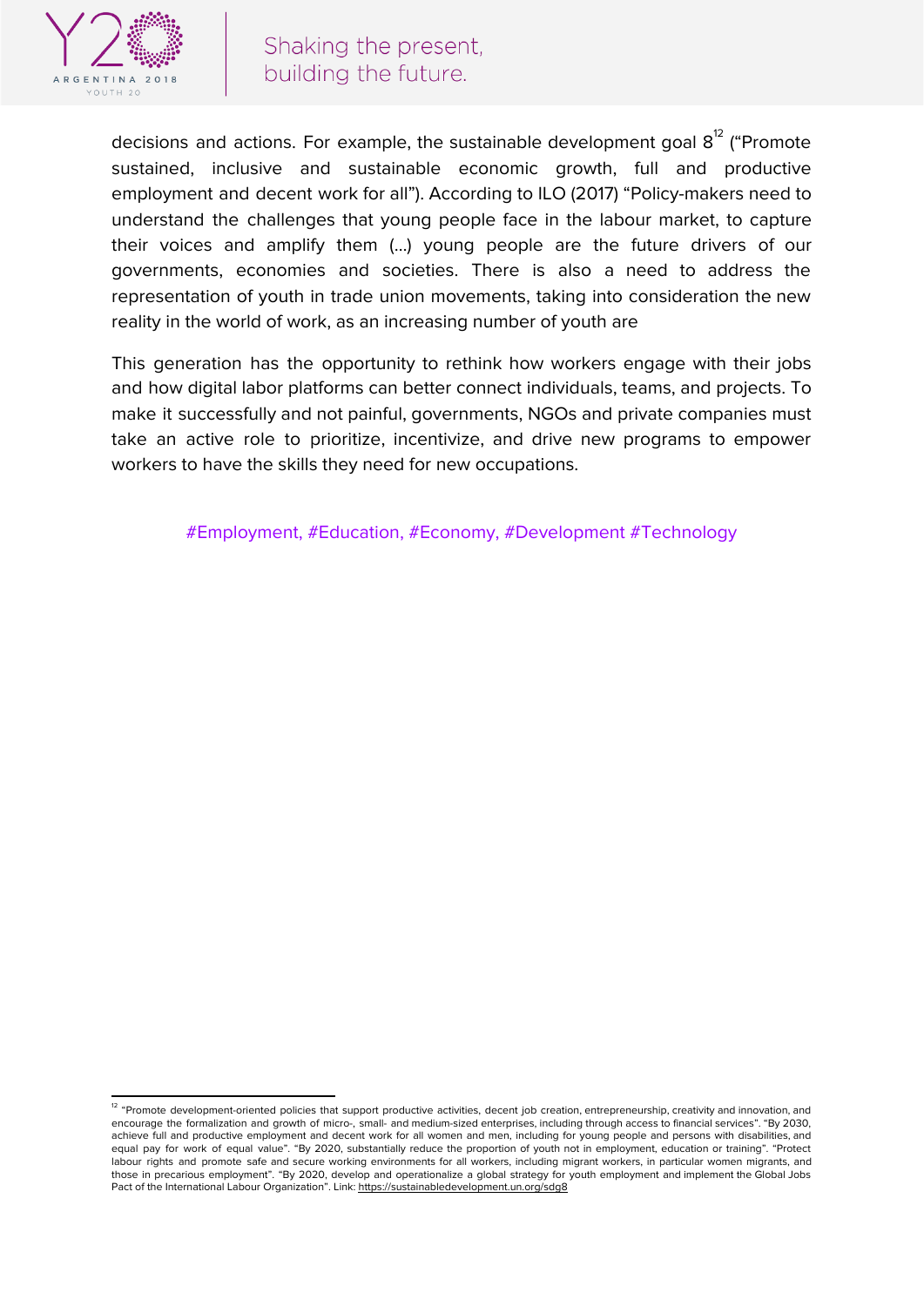decisions and actions. For example, the sustainable development goal 8[12] ("Promote sustained, inclusive and sustainable economic growth, full and productive employment and decent work for all"). According to ILO (2017) "Policy-makers need to understand the challenges that young people face in the labour market, to capture their voices and amplify them (...) young people are the future drivers of our governments, economies and societies. There is also a need to address the representation of youth in trade union movements, taking into consideration the new reality in the world of work, as an increasing number of youth are

This generation has the opportunity to rethink how workers engage with their jobs and how digital labor platforms can better connect individuals, teams, and projects. To make it successfully and not painful, governments, NGOs and private companies must take an active role to prioritize, incentivize, and drive new programs to empower workers to have the skills they need for new occupations.

#Employment, #Education, #Economy, #Development #Technology

---

[12] "Promote development-oriented policies that support productive activities, decent job creation, entrepreneurship, creativity and innovation, and encourage the formalization and growth of micro-, small- and medium-sized enterprises, including through access to financial services". "By 2030, achieve full and productive employment and decent work for all women and men, including for young people and persons with disabilities, and equal pay for work of equal value". "By 2020, substantially reduce the proportion of youth not in employment, education or training". "Protect labour rights and promote safe and secure working environments for all workers, including migrant workers, in particular women migrants, and those in precarious employment". "By 2020, develop and operationalize a global strategy for youth employment and implement the Global Jobs Pact of the International Labour Organization". Link: https://sustainabledevelopment.un.org/sdg8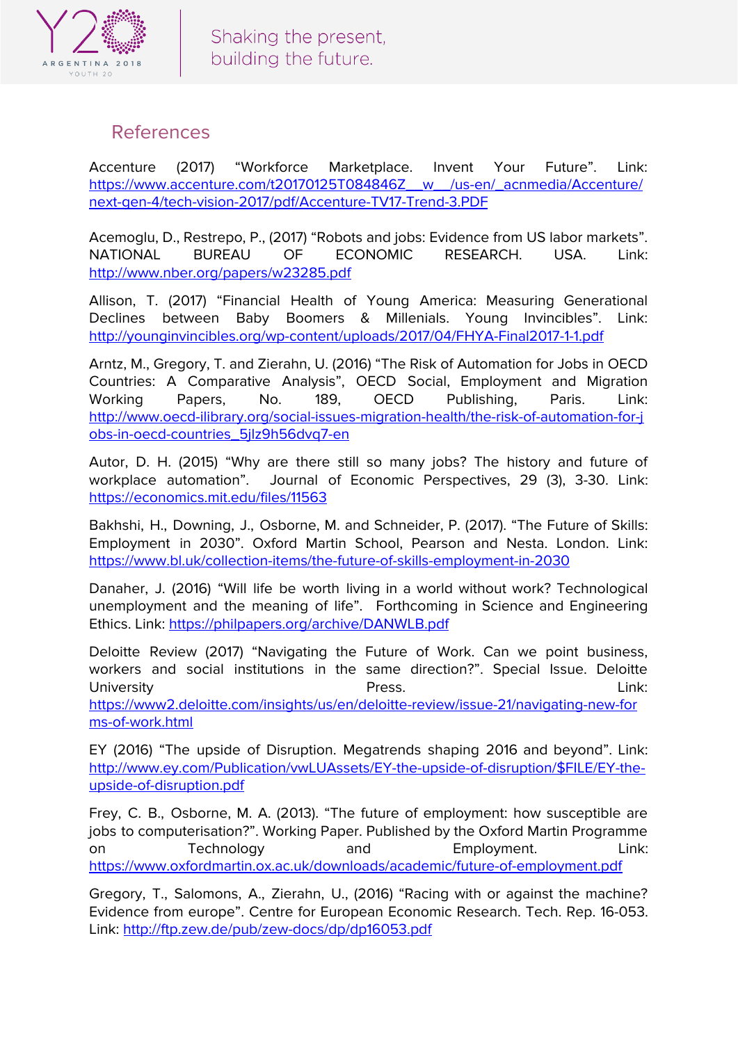## References

Accenture (2017) "Workforce Marketplace. Invent Your Future". Link: https://www.accenture.com/t20170125T084846Z__w__/us-en/_acnmedia/Accenture/next-gen-4/tech-vision-2017/pdf/Accenture-TV17-Trend-3.PDF

Acemoglu, D., Restrepo, P., (2017) "Robots and jobs: Evidence from US labor markets". NATIONAL BUREAU OF ECONOMIC RESEARCH. USA. Link: http://www.nber.org/papers/w23285.pdf

Allison, T. (2017) "Financial Health of Young America: Measuring Generational Declines between Baby Boomers & Millenials. Young Invincibles". Link: http://younginvincibles.org/wp-content/uploads/2017/04/FHYA-Final2017-1-1.pdf

Arntz, M., Gregory, T. and Zierahn, U. (2016) "The Risk of Automation for Jobs in OECD Countries: A Comparative Analysis", OECD Social, Employment and Migration Working Papers, No. 189, OECD Publishing, Paris. Link: http://www.oecd-ilibrary.org/social-issues-migration-health/the-risk-of-automation-for-jobs-in-oecd-countries_5jlz9h56dvq7-en

Autor, D. H. (2015) "Why are there still so many jobs? The history and future of workplace automation". Journal of Economic Perspectives, 29 (3), 3-30. Link: https://economics.mit.edu/files/11563

Bakhshi, H., Downing, J., Osborne, M. and Schneider, P. (2017). "The Future of Skills: Employment in 2030". Oxford Martin School, Pearson and Nesta. London. Link: https://www.bl.uk/collection-items/the-future-of-skills-employment-in-2030

Danaher, J. (2016) "Will life be worth living in a world without work? Technological unemployment and the meaning of life". Forthcoming in Science and Engineering Ethics. Link: https://philpapers.org/archive/DANWLB.pdf

Deloitte Review (2017) "Navigating the Future of Work. Can we point business, workers and social institutions in the same direction?". Special Issue. Deloitte University Press. Link: https://www2.deloitte.com/insights/us/en/deloitte-review/issue-21/navigating-new-forms-of-work.html

EY (2016) "The upside of Disruption. Megatrends shaping 2016 and beyond". Link: http://www.ey.com/Publication/vwLUAssets/EY-the-upside-of-disruption/$FILE/EY-the-upside-of-disruption.pdf

Frey, C. B., Osborne, M. A. (2013). "The future of employment: how susceptible are jobs to computerisation?". Working Paper. Published by the Oxford Martin Programme on Technology and Employment. Link: https://www.oxfordmartin.ox.ac.uk/downloads/academic/future-of-employment.pdf

Gregory, T., Salomons, A., Zierahn, U., (2016) "Racing with or against the machine? Evidence from europe". Centre for European Economic Research. Tech. Rep. 16-053. Link: http://ftp.zew.de/pub/zew-docs/dp/dp16053.pdf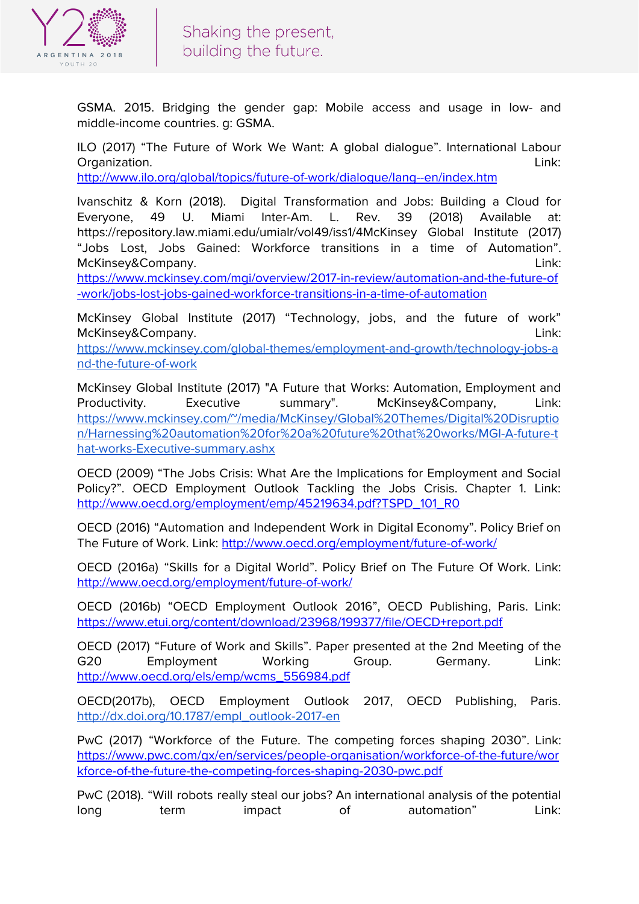GSMA. 2015. Bridging the gender gap: Mobile access and usage in low- and middle-income countries. g: GSMA.

ILO (2017) “The Future of Work We Want: A global dialogue”. International Labour Organization. Link: http://www.ilo.org/global/topics/future-of-work/dialogue/lang--en/index.htm

Ivanschitz & Korn (2018). Digital Transformation and Jobs: Building a Cloud for Everyone, 49 U. Miami Inter-Am. L. Rev. 39 (2018) Available at: https://repository.law.miami.edu/umialr/vol49/iss1/4McKinsey Global Institute (2017) “Jobs Lost, Jobs Gained: Workforce transitions in a time of Automation”. McKinsey&Company. Link: https://www.mckinsey.com/mgi/overview/2017-in-review/automation-and-the-future-of-work/jobs-lost-jobs-gained-workforce-transitions-in-a-time-of-automation

McKinsey Global Institute (2017) “Technology, jobs, and the future of work” McKinsey&Company. Link: https://www.mckinsey.com/global-themes/employment-and-growth/technology-jobs-and-the-future-of-work

McKinsey Global Institute (2017) "A Future that Works: Automation, Employment and Productivity. Executive summary". McKinsey&Company, Link: https://www.mckinsey.com/~/media/McKinsey/Global%20Themes/Digital%20Disruption/Harnessing%20automation%20for%20a%20future%20that%20works/MGI-A-future-that-works-Executive-summary.ashx

OECD (2009) “The Jobs Crisis: What Are the Implications for Employment and Social Policy?”. OECD Employment Outlook Tackling the Jobs Crisis. Chapter 1. Link: http://www.oecd.org/employment/emp/45219634.pdf?TSPD_101_R0

OECD (2016) “Automation and Independent Work in Digital Economy”. Policy Brief on The Future of Work. Link: http://www.oecd.org/employment/future-of-work/

OECD (2016a) “Skills for a Digital World”. Policy Brief on The Future Of Work. Link: http://www.oecd.org/employment/future-of-work/

OECD (2016b) “OECD Employment Outlook 2016”, OECD Publishing, Paris. Link: https://www.etui.org/content/download/23968/199377/file/OECD+report.pdf

OECD (2017) “Future of Work and Skills”. Paper presented at the 2nd Meeting of the G20 Employment Working Group. Germany. Link: http://www.oecd.org/els/emp/wcms_556984.pdf

OECD(2017b), OECD Employment Outlook 2017, OECD Publishing, Paris. http://dx.doi.org/10.1787/empl_outlook-2017-en

PwC (2017) “Workforce of the Future. The competing forces shaping 2030”. Link: https://www.pwc.com/gx/en/services/people-organisation/workforce-of-the-future/workforce-of-the-future-the-competing-forces-shaping-2030-pwc.pdf

PwC (2018). “Will robots really steal our jobs? An international analysis of the potential long term impact of automation” Link: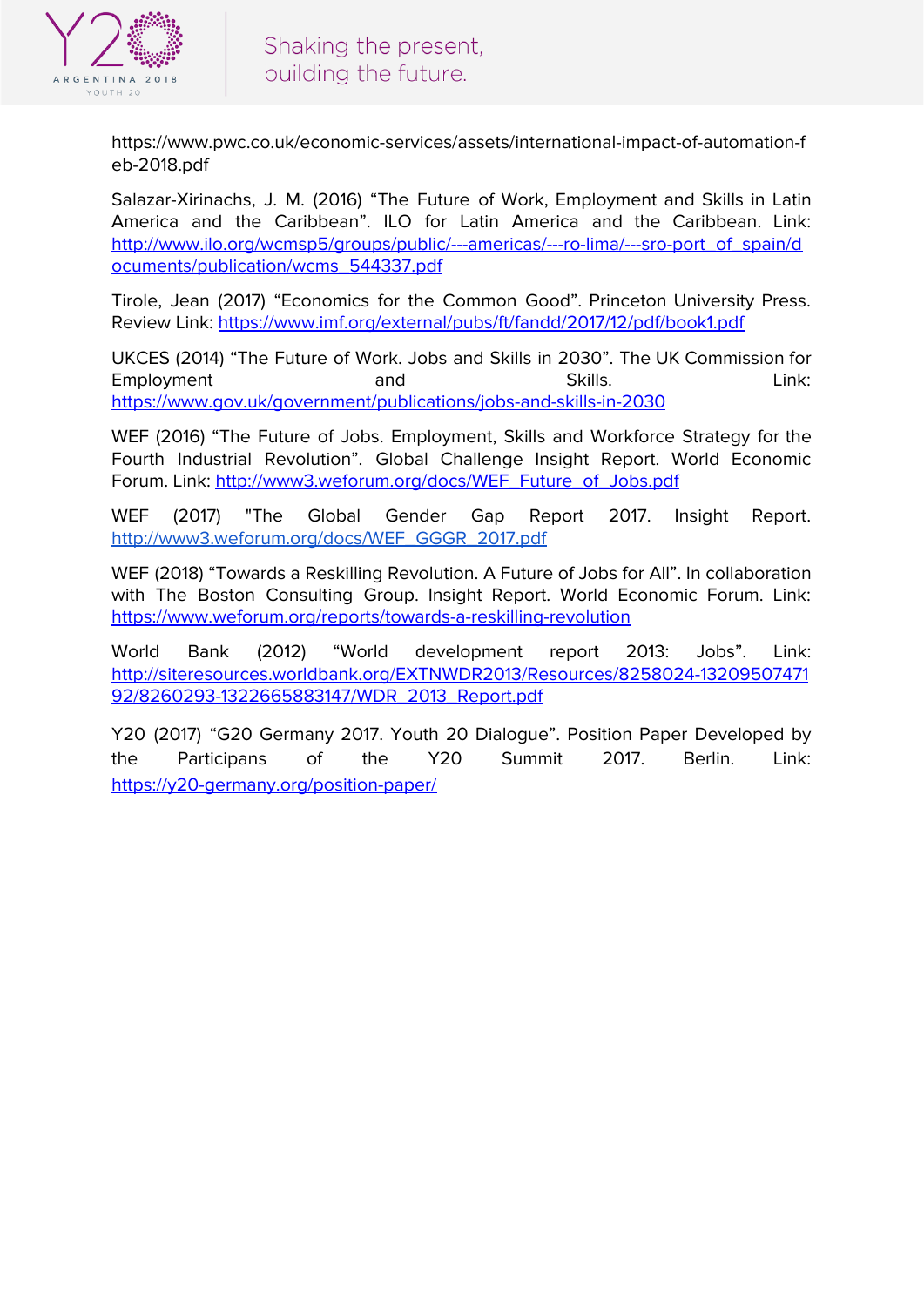https://www.pwc.co.uk/economic-services/assets/international-impact-of-automation-feb-2018.pdf

Salazar-Xirinachs, J. M. (2016) “The Future of Work, Employment and Skills in Latin America and the Caribbean”. ILO for Latin America and the Caribbean. Link: http://www.ilo.org/wcmsp5/groups/public/---americas/---ro-lima/---sro-port_of_spain/documents/publication/wcms_544337.pdf

Tirole, Jean (2017) “Economics for the Common Good”. Princeton University Press. Review Link: https://www.imf.org/external/pubs/ft/fandd/2017/12/pdf/book1.pdf

UKCES (2014) “The Future of Work. Jobs and Skills in 2030”. The UK Commission for Employment and Skills. Link: https://www.gov.uk/government/publications/jobs-and-skills-in-2030

WEF (2016) “The Future of Jobs. Employment, Skills and Workforce Strategy for the Fourth Industrial Revolution”. Global Challenge Insight Report. World Economic Forum. Link: http://www3.weforum.org/docs/WEF_Future_of_Jobs.pdf

WEF (2017) "The Global Gender Gap Report 2017. Insight Report. http://www3.weforum.org/docs/WEF_GGGR_2017.pdf

WEF (2018) “Towards a Reskilling Revolution. A Future of Jobs for All”. In collaboration with The Boston Consulting Group. Insight Report. World Economic Forum. Link: https://www.weforum.org/reports/towards-a-reskilling-revolution

World Bank (2012) “World development report 2013: Jobs”. Link: http://siteresources.worldbank.org/EXTNWDR2013/Resources/8258024-1320950747192/8260293-1322665883147/WDR_2013_Report.pdf

Y20 (2017) “G20 Germany 2017. Youth 20 Dialogue”. Position Paper Developed by the Participans of the Y20 Summit 2017. Berlin. Link: https://y20-germany.org/position-paper/